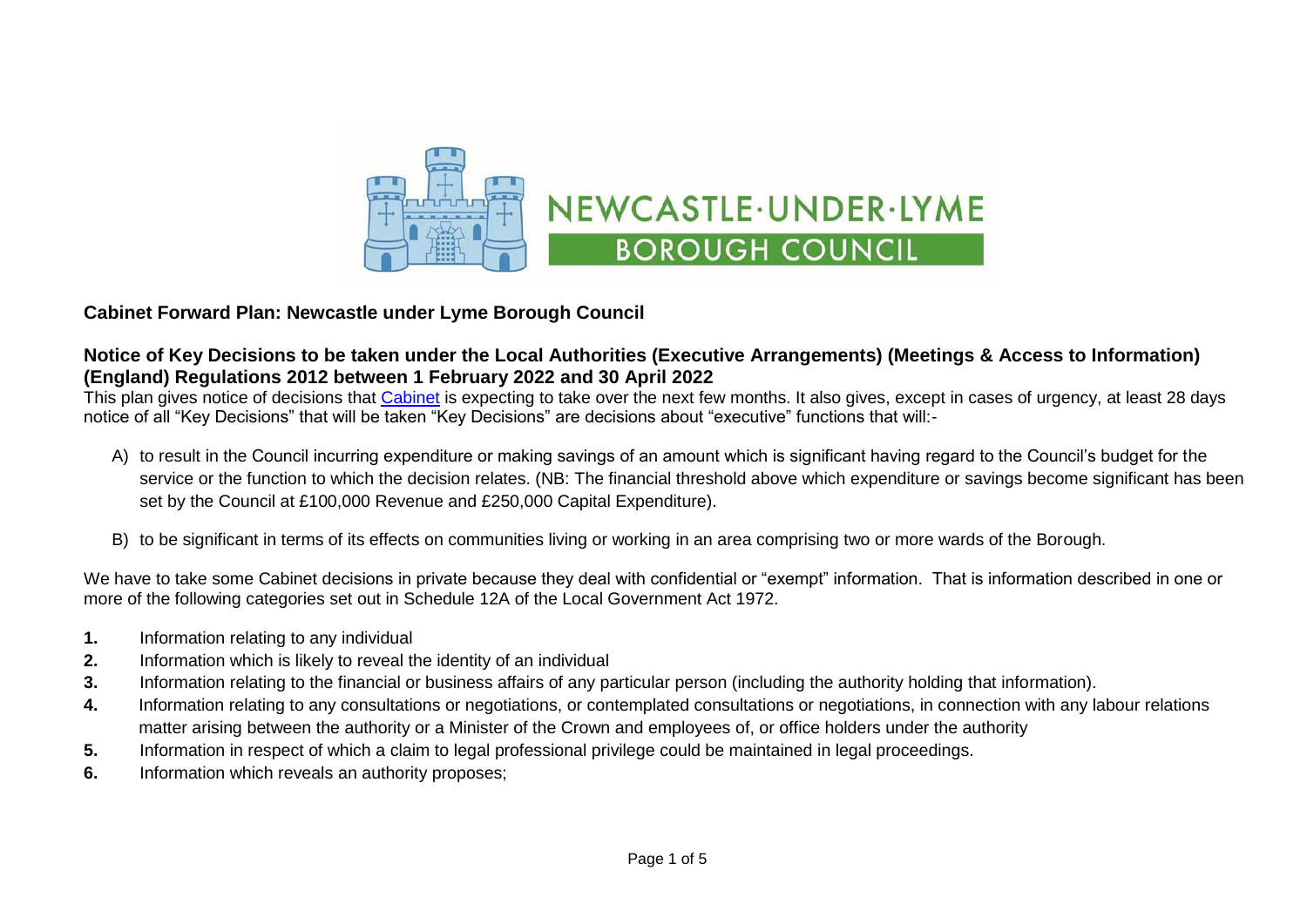# Cabinet Forward Plan: Newcastle under Lyme Borough Council

## Notice of Key Decisions to be taken under the Local Authorities (Executive Arrangements) (Meetings & Access to Information) (England) Regulations 2012 between 1 February 2022 and 30 April 2022

This plan gives notice of decisions that Cabinet is expecting to take over the next few months. It also gives, except in cases of urgency, at least 28 days notice of all "Key Decisions" that will be taken "Key Decisions" are decisions about "executive" functions that will:-

A) to result in the Council incurring expenditure or making savings of an amount which is significant having regard to the Council's budget for the service or the function to which the decision relates. (NB: The financial threshold above which expenditure or savings become significant has been set by the Council at £100,000 Revenue and £250,000 Capital Expenditure).

B) to be significant in terms of its effects on communities living or working in an area comprising two or more wards of the Borough.

We have to take some Cabinet decisions in private because they deal with confidential or "exempt" information. That is information described in one or more of the following categories set out in Schedule 12A of the Local Government Act 1972.

1. Information relating to any individual
2. Information which is likely to reveal the identity of an individual
3. Information relating to the financial or business affairs of any particular person (including the authority holding that information).
4. Information relating to any consultations or negotiations, or contemplated consultations or negotiations, in connection with any labour relations matter arising between the authority or a Minister of the Crown and employees of, or office holders under the authority
5. Information in respect of which a claim to legal professional privilege could be maintained in legal proceedings.
6. Information which reveals an authority proposes;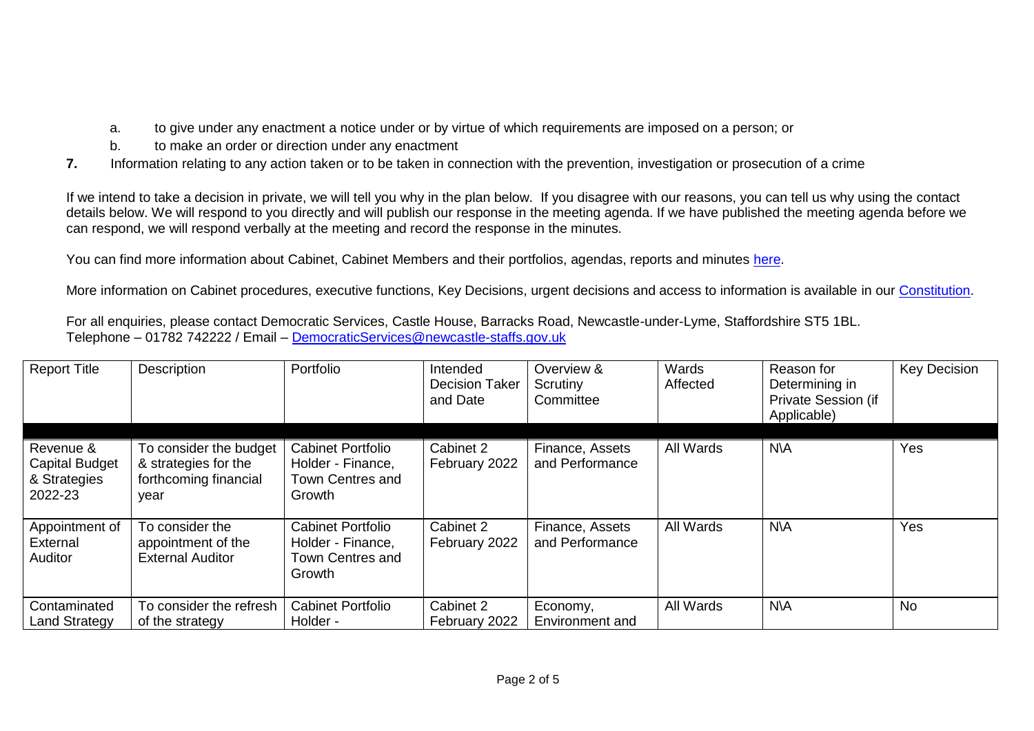a. to give under any enactment a notice under or by virtue of which requirements are imposed on a person; or

b. to make an order or direction under any enactment

**7.** Information relating to any action taken or to be taken in connection with the prevention, investigation or prosecution of a crime

If we intend to take a decision in private, we will tell you why in the plan below. If you disagree with our reasons, you can tell us why using the contact details below. We will respond to you directly and will publish our response in the meeting agenda. If we have published the meeting agenda before we can respond, we will respond verbally at the meeting and record the response in the minutes.

You can find more information about Cabinet, Cabinet Members and their portfolios, agendas, reports and minutes [here](here).

More information on Cabinet procedures, executive functions, Key Decisions, urgent decisions and access to information is available in our [Constitution](Constitution).

For all enquiries, please contact Democratic Services, Castle House, Barracks Road, Newcastle-under-Lyme, Staffordshire ST5 1BL.
Telephone – 01782 742222 / Email – [DemocraticServices@newcastle-staffs.gov.uk](mailto:DemocraticServices@newcastle-staffs.gov.uk)

| Report Title | Description | Portfolio | Intended Decision Taker and Date | Overview & Scrutiny Committee | Wards Affected | Reason for Determining in Private Session (if Applicable) | Key Decision |
|---|---|---|---|---|---|---|---|
| | | | | | | | |
| Revenue & Capital Budget & Strategies 2022-23 | To consider the budget & strategies for the forthcoming financial year | Cabinet Portfolio Holder - Finance, Town Centres and Growth | Cabinet 2 February 2022 | Finance, Assets and Performance | All Wards | N\A | Yes |
| Appointment of External Auditor | To consider the appointment of the External Auditor | Cabinet Portfolio Holder - Finance, Town Centres and Growth | Cabinet 2 February 2022 | Finance, Assets and Performance | All Wards | N\A | Yes |
| Contaminated Land Strategy | To consider the refresh of the strategy | Cabinet Portfolio Holder - | Cabinet 2 February 2022 | Economy, Environment and | All Wards | N\A | No |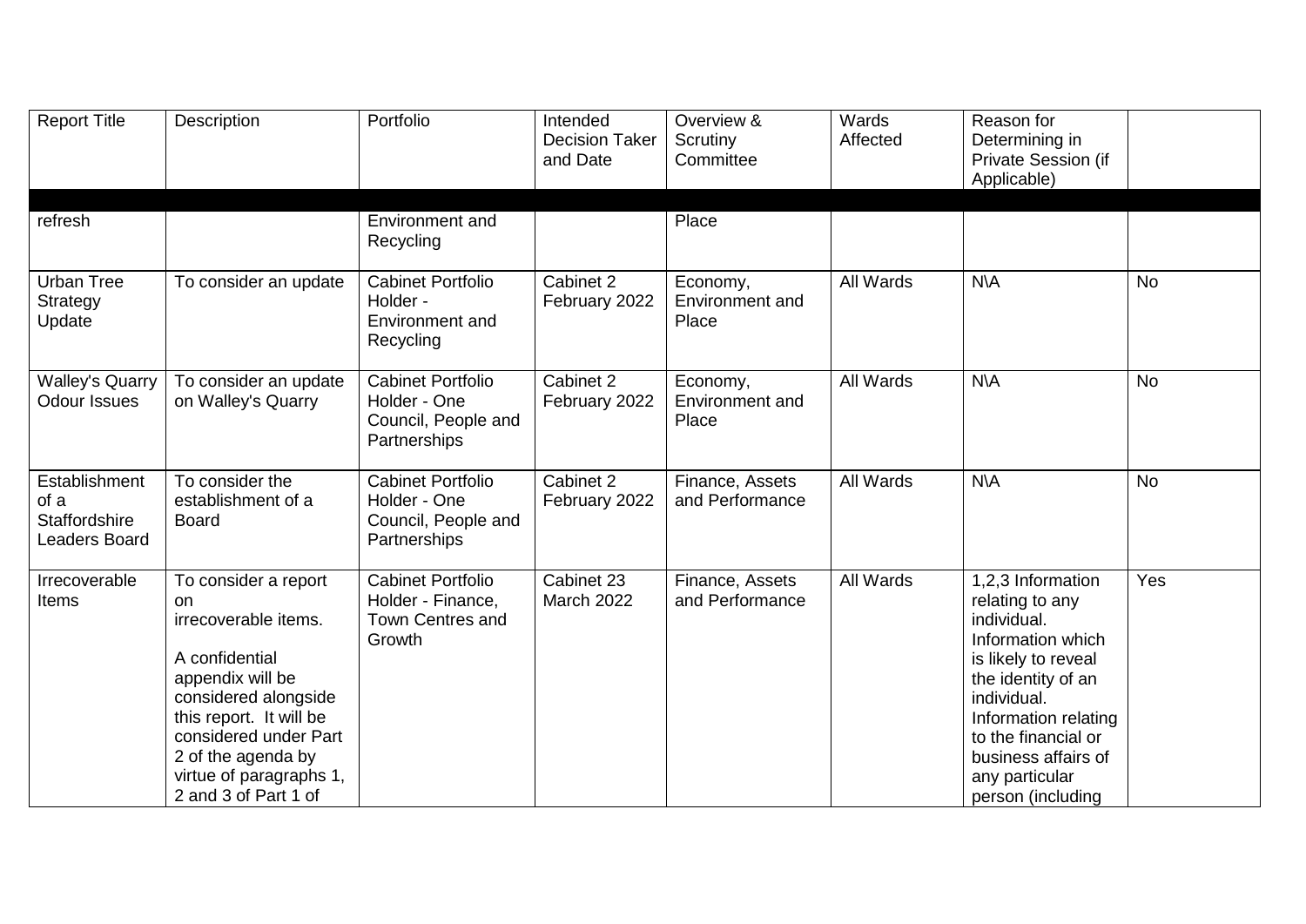| Report Title | Description | Portfolio | Intended Decision Taker and Date | Overview & Scrutiny Committee | Wards Affected | Reason for Determining in Private Session (if Applicable) | |
|---|---|---|---|---|---|---|---|
| refresh | | Environment and Recycling | | Place | | | |
| Urban Tree Strategy Update | To consider an update | Cabinet Portfolio Holder - Environment and Recycling | Cabinet 2 February 2022 | Economy, Environment and Place | All Wards | N\A | No |
| Walley's Quarry Odour Issues | To consider an update on Walley's Quarry | Cabinet Portfolio Holder - One Council, People and Partnerships | Cabinet 2 February 2022 | Economy, Environment and Place | All Wards | N\A | No |
| Establishment of a Staffordshire Leaders Board | To consider the establishment of a Board | Cabinet Portfolio Holder - One Council, People and Partnerships | Cabinet 2 February 2022 | Finance, Assets and Performance | All Wards | N\A | No |
| Irrecoverable Items | To consider a report on irrecoverable items.<br><br>A confidential appendix will be considered alongside this report. It will be considered under Part 2 of the agenda by virtue of paragraphs 1, 2 and 3 of Part 1 of | Cabinet Portfolio Holder - Finance, Town Centres and Growth | Cabinet 23 March 2022 | Finance, Assets and Performance | All Wards | 1,2,3 Information relating to any individual. Information which is likely to reveal the identity of an individual. Information relating to the financial or business affairs of any particular person (including | Yes |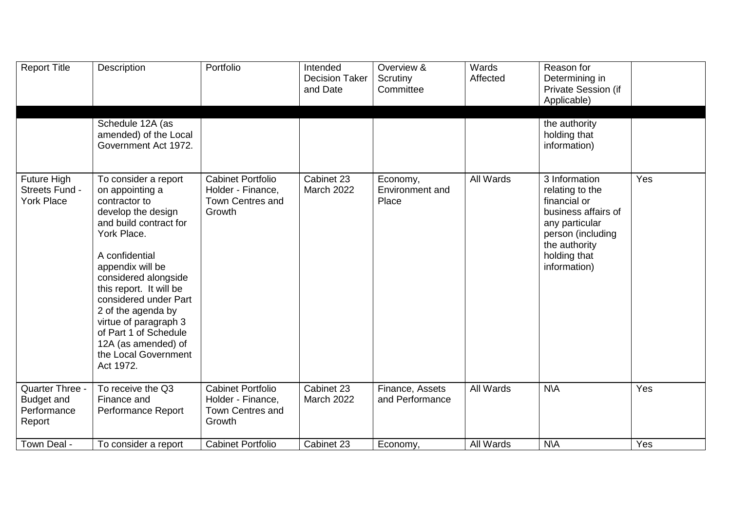| Report Title | Description | Portfolio | Intended Decision Taker and Date | Overview & Scrutiny Committee | Wards Affected | Reason for Determining in Private Session (if Applicable) | |
|---|---|---|---|---|---|---|---|
| | Schedule 12A (as amended) of the Local Government Act 1972. | | | | | the authority holding that information) | |
| Future High Streets Fund - York Place | To consider a report on appointing a contractor to develop the design and build contract for York Place.<br><br>A confidential appendix will be considered alongside this report. It will be considered under Part 2 of the agenda by virtue of paragraph 3 of Part 1 of Schedule 12A (as amended) of the Local Government Act 1972. | Cabinet Portfolio Holder - Finance, Town Centres and Growth | Cabinet 23 March 2022 | Economy, Environment and Place | All Wards | 3 Information relating to the financial or business affairs of any particular person (including the authority holding that information) | Yes |
| Quarter Three - Budget and Performance Report | To receive the Q3 Finance and Performance Report | Cabinet Portfolio Holder - Finance, Town Centres and Growth | Cabinet 23 March 2022 | Finance, Assets and Performance | All Wards | N\A | Yes |
| Town Deal - | To consider a report | Cabinet Portfolio | Cabinet 23 | Economy, | All Wards | N\A | Yes |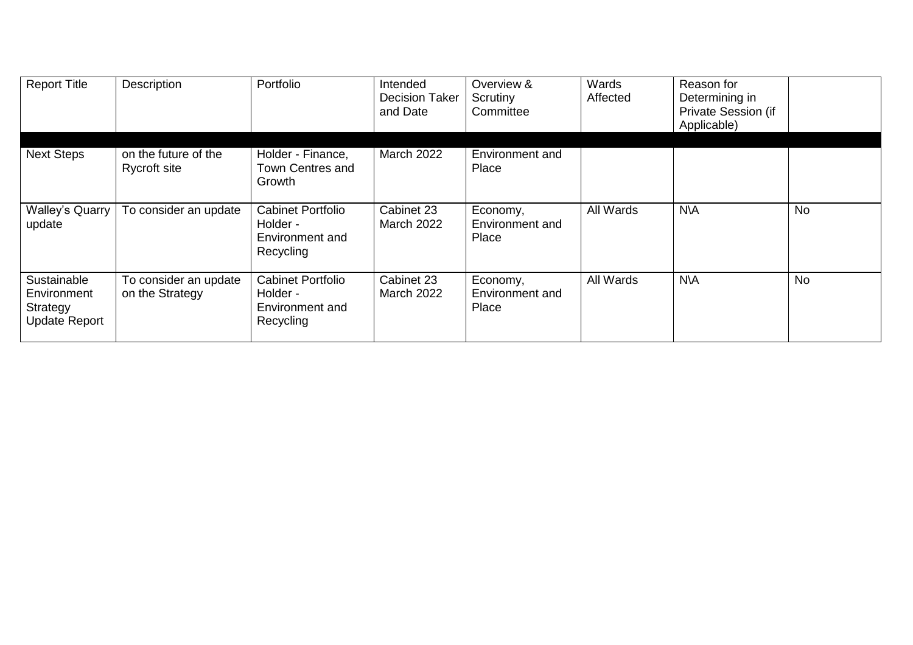| Report Title | Description | Portfolio | Intended Decision Taker and Date | Overview & Scrutiny Committee | Wards Affected | Reason for Determining in Private Session (if Applicable) | |
|---|---|---|---|---|---|---|---|
| | | | | | | | |
| Next Steps | on the future of the Rycroft site | Holder - Finance, Town Centres and Growth | March 2022 | Environment and Place | | | |
| Walley's Quarry update | To consider an update | Cabinet Portfolio Holder - Environment and Recycling | Cabinet 23 March 2022 | Economy, Environment and Place | All Wards | N\A | No |
| Sustainable Environment Strategy Update Report | To consider an update on the Strategy | Cabinet Portfolio Holder - Environment and Recycling | Cabinet 23 March 2022 | Economy, Environment and Place | All Wards | N\A | No |